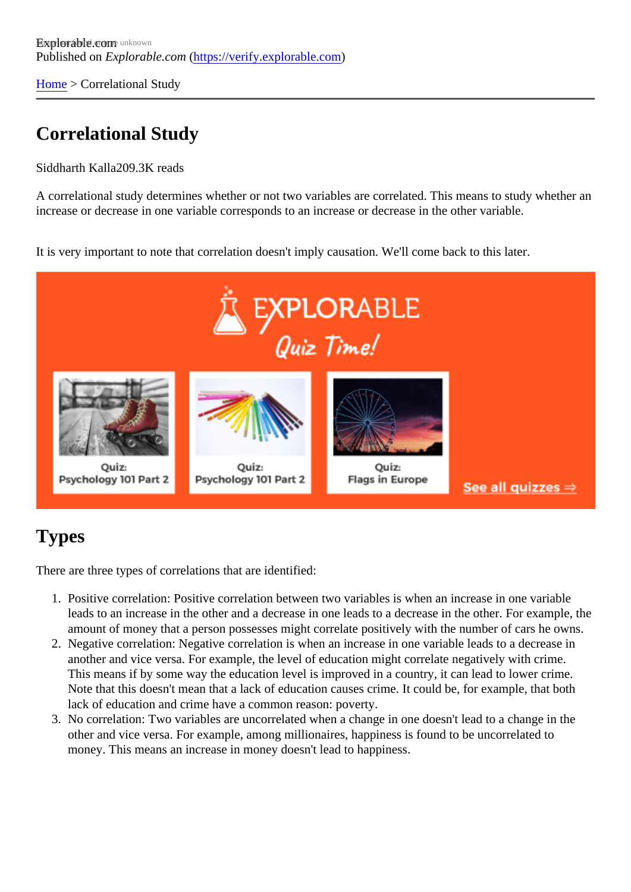Explorable.com
Published on *Explorable.com* (https://verify.explorable.com)

Home > Correlational Study

# Correlational Study

Siddharth Kalla209.3K reads

A correlational study determines whether or not two variables are correlated. This means to study whether an increase or decrease in one variable corresponds to an increase or decrease in the other variable.

It is very important to note that correlation doesn't imply causation. We'll come back to this later.

## Types

There are three types of correlations that are identified:

1. Positive correlation: Positive correlation between two variables is when an increase in one variable leads to an increase in the other and a decrease in one leads to a decrease in the other. For example, the amount of money that a person possesses might correlate positively with the number of cars he owns.
2. Negative correlation: Negative correlation is when an increase in one variable leads to a decrease in another and vice versa. For example, the level of education might correlate negatively with crime. This means if by some way the education level is improved in a country, it can lead to lower crime. Note that this doesn't mean that a lack of education causes crime. It could be, for example, that both lack of education and crime have a common reason: poverty.
3. No correlation: Two variables are uncorrelated when a change in one doesn't lead to a change in the other and vice versa. For example, among millionaires, happiness is found to be uncorrelated to money. This means an increase in money doesn't lead to happiness.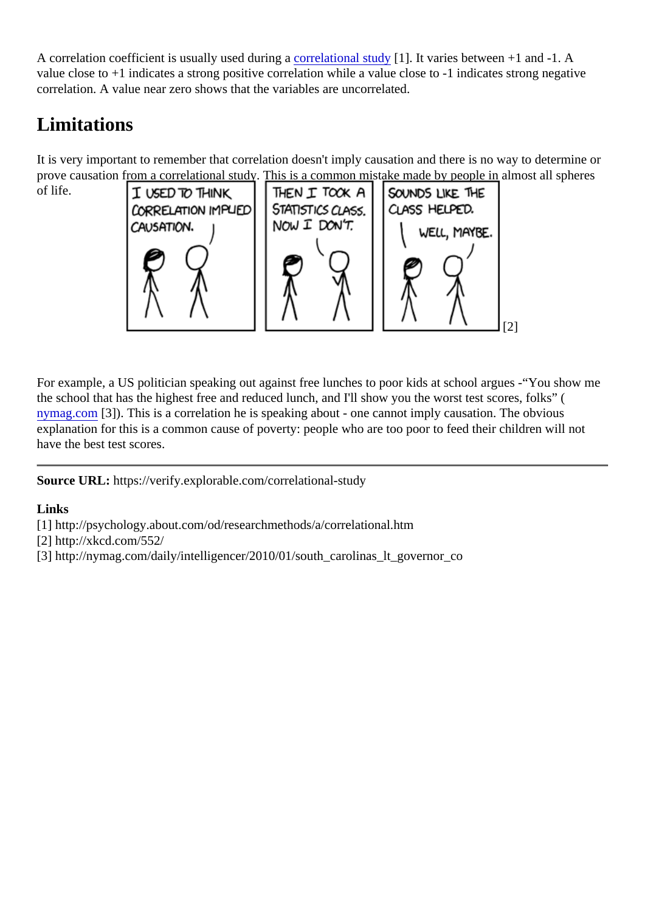A correlation coefficient is usually used during a correlational study [1]. It varies between +1 and -1. A value close to +1 indicates a strong positive correlation while a value close to -1 indicates strong negative correlation. A value near zero shows that the variables are uncorrelated.

## Limitations

It is very important to remember that correlation doesn't imply causation and there is no way to determine or prove causation from a correlational study. This is a common mistake made by people in almost all spheres of life.

[2]

For example, a US politician speaking out against free lunches to poor kids at school argues -"You show me the school that has the highest free and reduced lunch, and I'll show you the worst test scores, folks" (nymag.com [3]). This is a correlation he is speaking about - one cannot imply causation. The obvious explanation for this is a common cause of poverty: people who are too poor to feed their children will not have the best test scores.

---

**Source URL:** https://verify.explorable.com/correlational-study

**Links**

[1] http://psychology.about.com/od/researchmethods/a/correlational.htm

[2] http://xkcd.com/552/

[3] http://nymag.com/daily/intelligencer/2010/01/south_carolinas_lt_governor_co